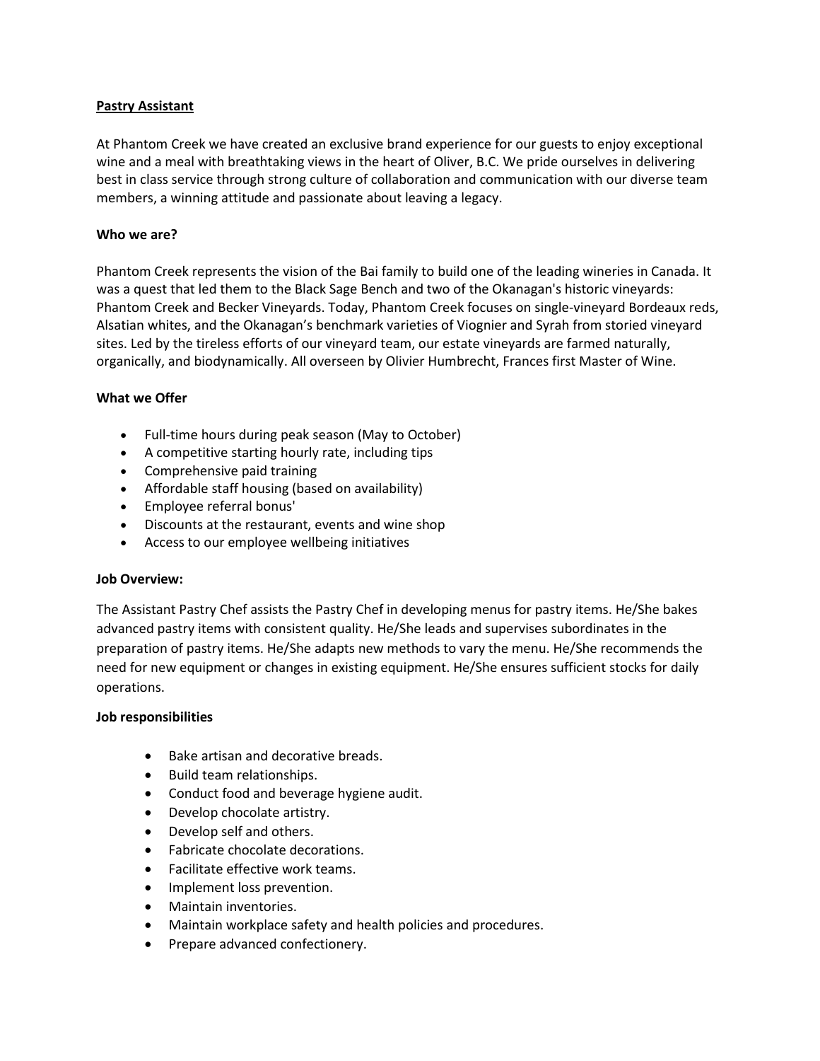**Pastry Assistant**

At Phantom Creek we have created an exclusive brand experience for our guests to enjoy exceptional wine and a meal with breathtaking views in the heart of Oliver, B.C. We pride ourselves in delivering best in class service through strong culture of collaboration and communication with our diverse team members, a winning attitude and passionate about leaving a legacy.

**Who we are?**

Phantom Creek represents the vision of the Bai family to build one of the leading wineries in Canada. It was a quest that led them to the Black Sage Bench and two of the Okanagan's historic vineyards: Phantom Creek and Becker Vineyards. Today, Phantom Creek focuses on single-vineyard Bordeaux reds, Alsatian whites, and the Okanagan's benchmark varieties of Viognier and Syrah from storied vineyard sites. Led by the tireless efforts of our vineyard team, our estate vineyards are farmed naturally, organically, and biodynamically. All overseen by Olivier Humbrecht, Frances first Master of Wine.

**What we Offer**

- Full-time hours during peak season (May to October)
- A competitive starting hourly rate, including tips
- Comprehensive paid training
- Affordable staff housing (based on availability)
- Employee referral bonus'
- Discounts at the restaurant, events and wine shop
- Access to our employee wellbeing initiatives

**Job Overview:**

The Assistant Pastry Chef assists the Pastry Chef in developing menus for pastry items. He/She bakes advanced pastry items with consistent quality. He/She leads and supervises subordinates in the preparation of pastry items. He/She adapts new methods to vary the menu. He/She recommends the need for new equipment or changes in existing equipment. He/She ensures sufficient stocks for daily operations.

**Job responsibilities**

- Bake artisan and decorative breads.
- Build team relationships.
- Conduct food and beverage hygiene audit.
- Develop chocolate artistry.
- Develop self and others.
- Fabricate chocolate decorations.
- Facilitate effective work teams.
- Implement loss prevention.
- Maintain inventories.
- Maintain workplace safety and health policies and procedures.
- Prepare advanced confectionery.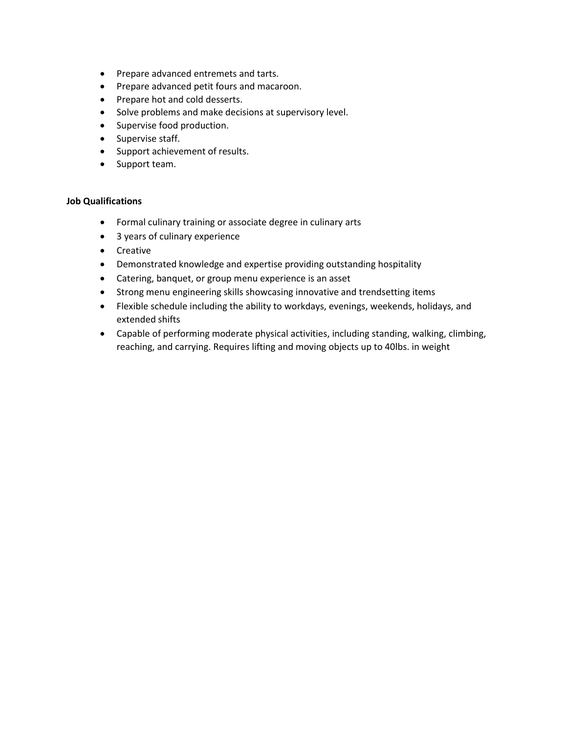- Prepare advanced entremets and tarts.
- Prepare advanced petit fours and macaroon.
- Prepare hot and cold desserts.
- Solve problems and make decisions at supervisory level.
- Supervise food production.
- Supervise staff.
- Support achievement of results.
- Support team.

**Job Qualifications**

- Formal culinary training or associate degree in culinary arts
- 3 years of culinary experience
- Creative
- Demonstrated knowledge and expertise providing outstanding hospitality
- Catering, banquet, or group menu experience is an asset
- Strong menu engineering skills showcasing innovative and trendsetting items
- Flexible schedule including the ability to workdays, evenings, weekends, holidays, and extended shifts
- Capable of performing moderate physical activities, including standing, walking, climbing, reaching, and carrying. Requires lifting and moving objects up to 40lbs. in weight